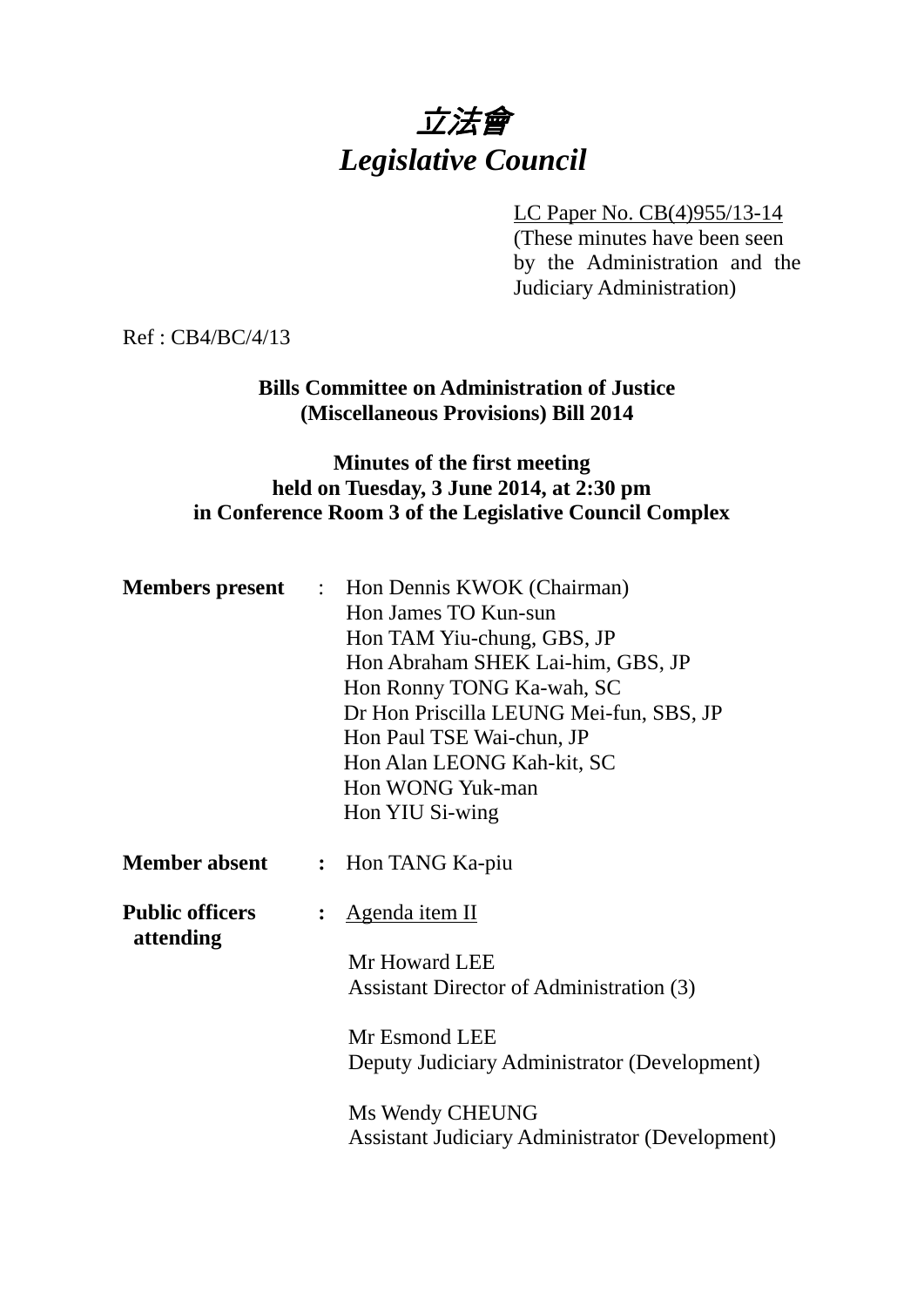# *立法會*
# *Legislative Council*

LC Paper No. CB(4)955/13-14
(These minutes have been seen by the Administration and the Judiciary Administration)

Ref : CB4/BC/4/13

**Bills Committee on Administration of Justice (Miscellaneous Provisions) Bill 2014**

**Minutes of the first meeting held on Tuesday, 3 June 2014, at 2:30 pm in Conference Room 3 of the Legislative Council Complex**

**Members present** : Hon Dennis KWOK (Chairman)
Hon James TO Kun-sun
Hon TAM Yiu-chung, GBS, JP
Hon Abraham SHEK Lai-him, GBS, JP
Hon Ronny TONG Ka-wah, SC
Dr Hon Priscilla LEUNG Mei-fun, SBS, JP
Hon Paul TSE Wai-chun, JP
Hon Alan LEONG Kah-kit, SC
Hon WONG Yuk-man
Hon YIU Si-wing

**Member absent** : Hon TANG Ka-piu

**Public officers attending** : Agenda item II

Mr Howard LEE
Assistant Director of Administration (3)

Mr Esmond LEE
Deputy Judiciary Administrator (Development)

Ms Wendy CHEUNG
Assistant Judiciary Administrator (Development)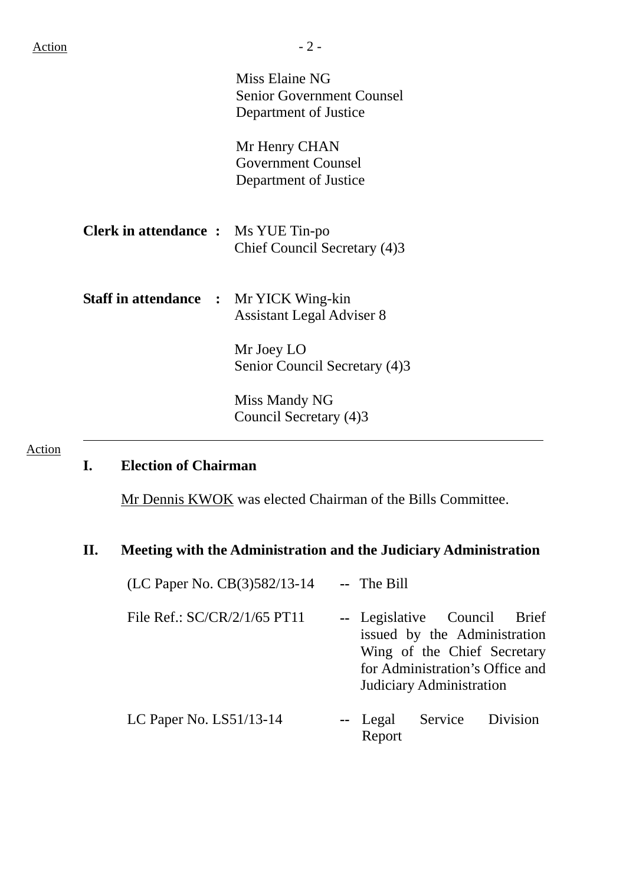Action

Miss Elaine NG
Senior Government Counsel
Department of Justice

Mr Henry CHAN
Government Counsel
Department of Justice

**Clerk in attendance :** Ms YUE Tin-po
Chief Council Secretary (4)3

**Staff in attendance :** Mr YICK Wing-kin
Assistant Legal Adviser 8

Mr Joey LO
Senior Council Secretary (4)3

Miss Mandy NG
Council Secretary (4)3

---

Action

## I. Election of Chairman

Mr Dennis KWOK was elected Chairman of the Bills Committee.

## II. Meeting with the Administration and the Judiciary Administration

(LC Paper No. CB(3)582/13-14 -- The Bill

File Ref.: SC/CR/2/1/65 PT11 -- Legislative Council Brief issued by the Administration Wing of the Chief Secretary for Administration's Office and Judiciary Administration

LC Paper No. LS51/13-14 -- Legal Service Division Report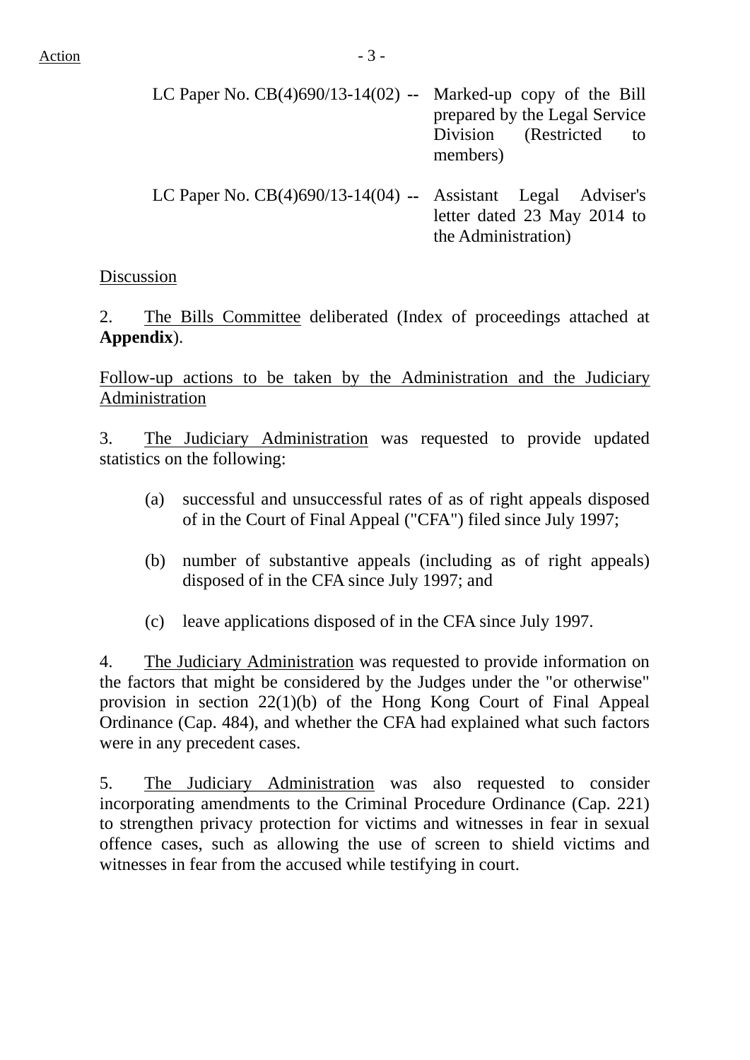Action

LC Paper No. CB(4)690/13-14(02) -- Marked-up copy of the Bill prepared by the Legal Service Division (Restricted to members)

LC Paper No. CB(4)690/13-14(04) -- Assistant Legal Adviser's letter dated 23 May 2014 to the Administration)

Discussion

2. The Bills Committee deliberated (Index of proceedings attached at **Appendix**).

Follow-up actions to be taken by the Administration and the Judiciary Administration

3. The Judiciary Administration was requested to provide updated statistics on the following:

(a) successful and unsuccessful rates of as of right appeals disposed of in the Court of Final Appeal ("CFA") filed since July 1997;

(b) number of substantive appeals (including as of right appeals) disposed of in the CFA since July 1997; and

(c) leave applications disposed of in the CFA since July 1997.

4. The Judiciary Administration was requested to provide information on the factors that might be considered by the Judges under the "or otherwise" provision in section 22(1)(b) of the Hong Kong Court of Final Appeal Ordinance (Cap. 484), and whether the CFA had explained what such factors were in any precedent cases.

5. The Judiciary Administration was also requested to consider incorporating amendments to the Criminal Procedure Ordinance (Cap. 221) to strengthen privacy protection for victims and witnesses in fear in sexual offence cases, such as allowing the use of screen to shield victims and witnesses in fear from the accused while testifying in court.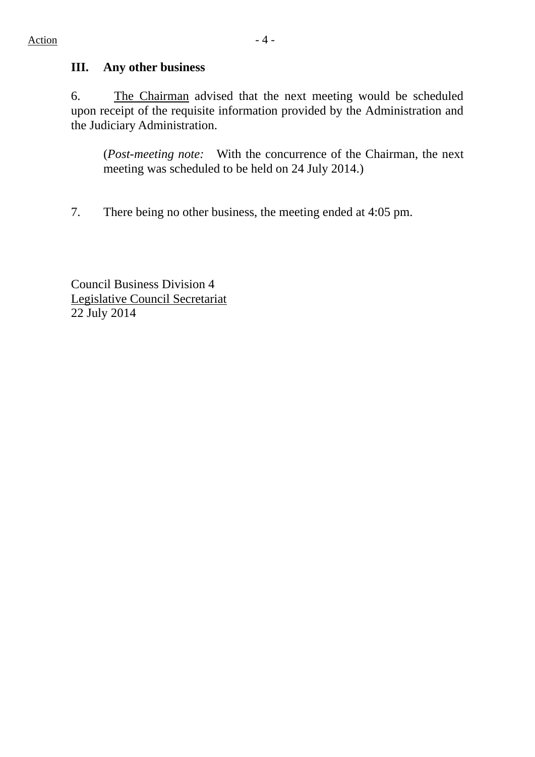### III. Any other business

6. The Chairman advised that the next meeting would be scheduled upon receipt of the requisite information provided by the Administration and the Judiciary Administration.

> (*Post-meeting note:* With the concurrence of the Chairman, the next meeting was scheduled to be held on 24 July 2014.)

7. There being no other business, the meeting ended at 4:05 pm.

Council Business Division 4
Legislative Council Secretariat
22 July 2014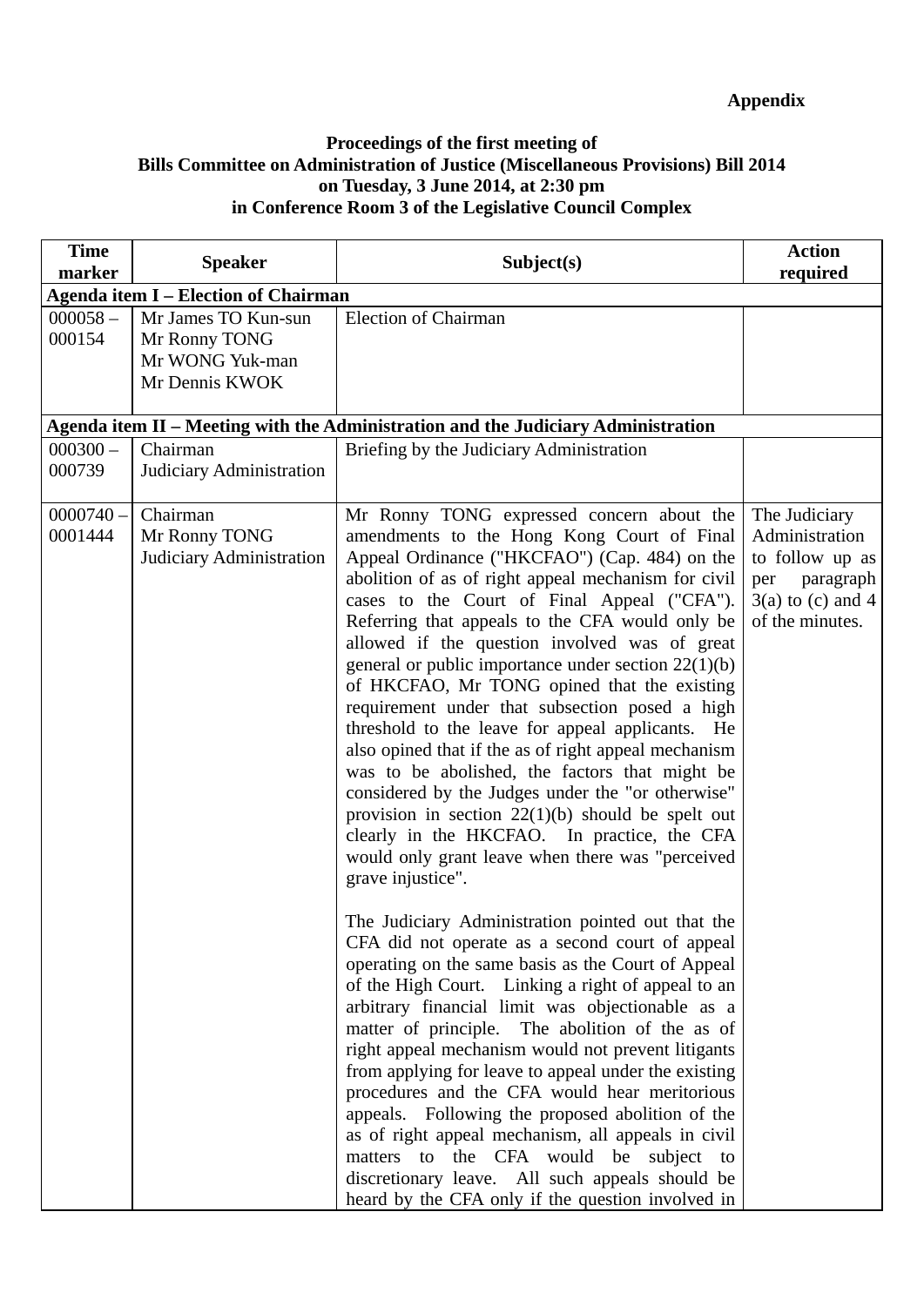**Appendix**

**Proceedings of the first meeting of**
**Bills Committee on Administration of Justice (Miscellaneous Provisions) Bill 2014**
**on Tuesday, 3 June 2014, at 2:30 pm**
**in Conference Room 3 of the Legislative Council Complex**

| Time marker | Speaker | Subject(s) | Action required |
|---|---|---|---|
| **Agenda item I – Election of Chairman** | | | |
| 000058 – 000154 | Mr James TO Kun-sun<br>Mr Ronny TONG<br>Mr WONG Yuk-man<br>Mr Dennis KWOK | Election of Chairman | |
| **Agenda item II – Meeting with the Administration and the Judiciary Administration** | | | |
| 000300 – 000739 | Chairman<br>Judiciary Administration | Briefing by the Judiciary Administration | |
| 0000740 – 0001444 | Chairman<br>Mr Ronny TONG<br>Judiciary Administration | Mr Ronny TONG expressed concern about the amendments to the Hong Kong Court of Final Appeal Ordinance ("HKCFAO") (Cap. 484) on the abolition of as of right appeal mechanism for civil cases to the Court of Final Appeal ("CFA"). Referring that appeals to the CFA would only be allowed if the question involved was of great general or public importance under section 22(1)(b) of HKCFAO, Mr TONG opined that the existing requirement under that subsection posed a high threshold to the leave for appeal applicants. He also opined that if the as of right appeal mechanism was to be abolished, the factors that might be considered by the Judges under the "or otherwise" provision in section 22(1)(b) should be spelt out clearly in the HKCFAO. In practice, the CFA would only grant leave when there was "perceived grave injustice".<br><br>The Judiciary Administration pointed out that the CFA did not operate as a second court of appeal operating on the same basis as the Court of Appeal of the High Court. Linking a right of appeal to an arbitrary financial limit was objectionable as a matter of principle. The abolition of the as of right appeal mechanism would not prevent litigants from applying for leave to appeal under the existing procedures and the CFA would hear meritorious appeals. Following the proposed abolition of the as of right appeal mechanism, all appeals in civil matters to the CFA would be subject to discretionary leave. All such appeals should be heard by the CFA only if the question involved in | The Judiciary Administration to follow up as per paragraph 3(a) to (c) and 4 of the minutes. |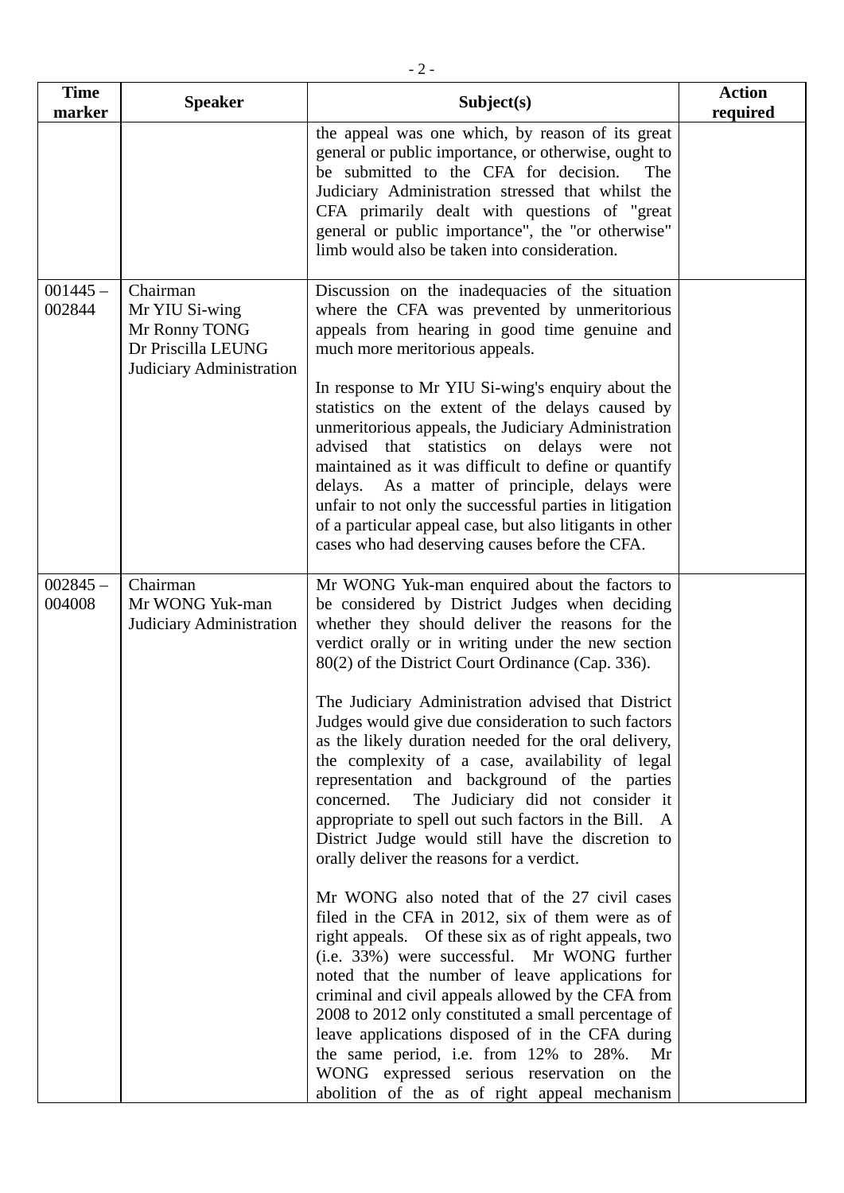| Time marker | Speaker | Subject(s) | Action required |
|---|---|---|---|
| | | the appeal was one which, by reason of its great general or public importance, or otherwise, ought to be submitted to the CFA for decision. The Judiciary Administration stressed that whilst the CFA primarily dealt with questions of "great general or public importance", the "or otherwise" limb would also be taken into consideration. | |
| 001445 – 002844 | Chairman<br>Mr YIU Si-wing<br>Mr Ronny TONG<br>Dr Priscilla LEUNG<br>Judiciary Administration | Discussion on the inadequacies of the situation where the CFA was prevented by unmeritorious appeals from hearing in good time genuine and much more meritorious appeals.<br><br>In response to Mr YIU Si-wing's enquiry about the statistics on the extent of the delays caused by unmeritorious appeals, the Judiciary Administration advised that statistics on delays were not maintained as it was difficult to define or quantify delays. As a matter of principle, delays were unfair to not only the successful parties in litigation of a particular appeal case, but also litigants in other cases who had deserving causes before the CFA. | |
| 002845 – 004008 | Chairman<br>Mr WONG Yuk-man<br>Judiciary Administration | Mr WONG Yuk-man enquired about the factors to be considered by District Judges when deciding whether they should deliver the reasons for the verdict orally or in writing under the new section 80(2) of the District Court Ordinance (Cap. 336).<br><br>The Judiciary Administration advised that District Judges would give due consideration to such factors as the likely duration needed for the oral delivery, the complexity of a case, availability of legal representation and background of the parties concerned. The Judiciary did not consider it appropriate to spell out such factors in the Bill. A District Judge would still have the discretion to orally deliver the reasons for a verdict.<br><br>Mr WONG also noted that of the 27 civil cases filed in the CFA in 2012, six of them were as of right appeals. Of these six as of right appeals, two (i.e. 33%) were successful. Mr WONG further noted that the number of leave applications for criminal and civil appeals allowed by the CFA from 2008 to 2012 only constituted a small percentage of leave applications disposed of in the CFA during the same period, i.e. from 12% to 28%. Mr WONG expressed serious reservation on the abolition of the as of right appeal mechanism | |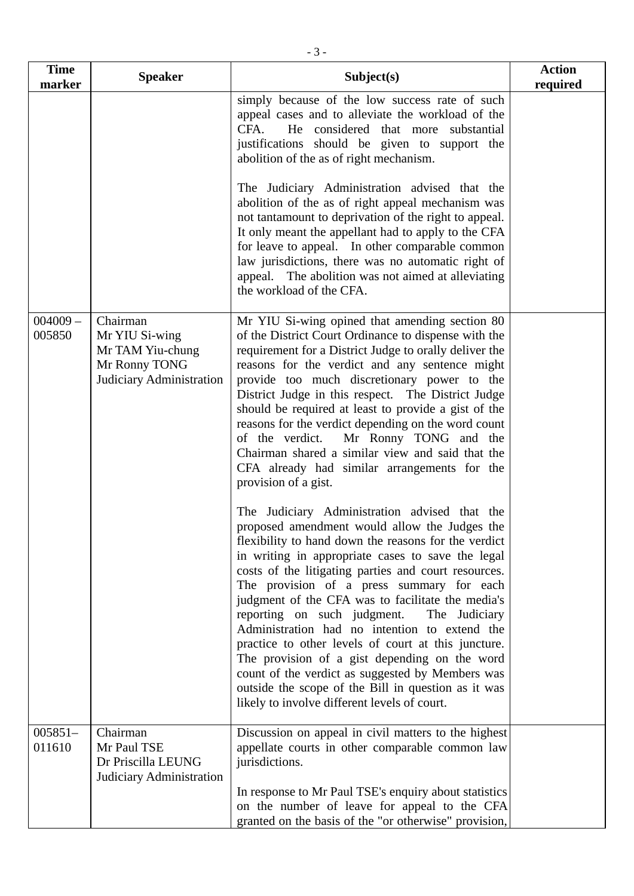| Time marker | Speaker | Subject(s) | Action required |
|---|---|---|---|
| | | simply because of the low success rate of such appeal cases and to alleviate the workload of the CFA. He considered that more substantial justifications should be given to support the abolition of the as of right mechanism.<br><br>The Judiciary Administration advised that the abolition of the as of right appeal mechanism was not tantamount to deprivation of the right to appeal. It only meant the appellant had to apply to the CFA for leave to appeal. In other comparable common law jurisdictions, there was no automatic right of appeal. The abolition was not aimed at alleviating the workload of the CFA. | |
| 004009 – 005850 | Chairman<br>Mr YIU Si-wing<br>Mr TAM Yiu-chung<br>Mr Ronny TONG<br>Judiciary Administration | Mr YIU Si-wing opined that amending section 80 of the District Court Ordinance to dispense with the requirement for a District Judge to orally deliver the reasons for the verdict and any sentence might provide too much discretionary power to the District Judge in this respect. The District Judge should be required at least to provide a gist of the reasons for the verdict depending on the word count of the verdict. Mr Ronny TONG and the Chairman shared a similar view and said that the CFA already had similar arrangements for the provision of a gist.<br><br>The Judiciary Administration advised that the proposed amendment would allow the Judges the flexibility to hand down the reasons for the verdict in writing in appropriate cases to save the legal costs of the litigating parties and court resources. The provision of a press summary for each judgment of the CFA was to facilitate the media's reporting on such judgment. The Judiciary Administration had no intention to extend the practice to other levels of court at this juncture. The provision of a gist depending on the word count of the verdict as suggested by Members was outside the scope of the Bill in question as it was likely to involve different levels of court. | |
| 005851– 011610 | Chairman<br>Mr Paul TSE<br>Dr Priscilla LEUNG<br>Judiciary Administration | Discussion on appeal in civil matters to the highest appellate courts in other comparable common law jurisdictions.<br><br>In response to Mr Paul TSE's enquiry about statistics on the number of leave for appeal to the CFA granted on the basis of the "or otherwise" provision, | |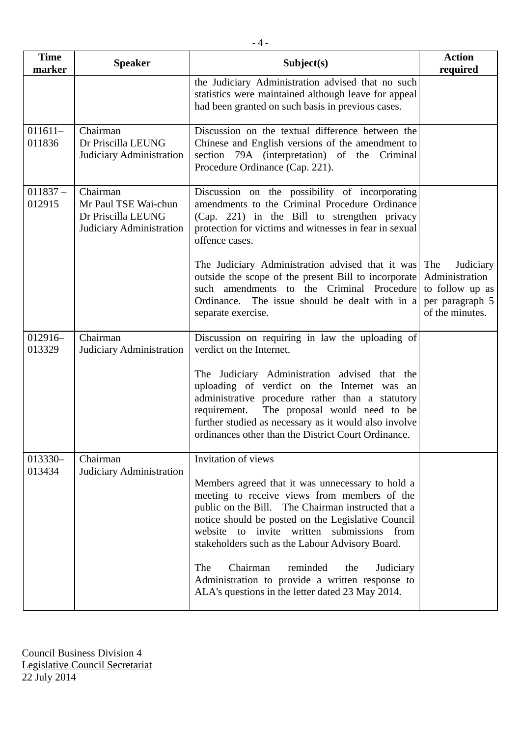| Time marker | Speaker | Subject(s) | Action required |
|---|---|---|---|
| | | the Judiciary Administration advised that no such statistics were maintained although leave for appeal had been granted on such basis in previous cases. | |
| 011611–011836 | Chairman<br>Dr Priscilla LEUNG<br>Judiciary Administration | Discussion on the textual difference between the Chinese and English versions of the amendment to section 79A (interpretation) of the Criminal Procedure Ordinance (Cap. 221). | |
| 011837 – 012915 | Chairman<br>Mr Paul TSE Wai-chun<br>Dr Priscilla LEUNG<br>Judiciary Administration | Discussion on the possibility of incorporating amendments to the Criminal Procedure Ordinance (Cap. 221) in the Bill to strengthen privacy protection for victims and witnesses in fear in sexual offence cases.<br><br>The Judiciary Administration advised that it was outside the scope of the present Bill to incorporate such amendments to the Criminal Procedure Ordinance. The issue should be dealt with in a separate exercise. | The Judiciary Administration to follow up as per paragraph 5 of the minutes. |
| 012916–013329 | Chairman<br>Judiciary Administration | Discussion on requiring in law the uploading of verdict on the Internet.<br><br>The Judiciary Administration advised that the uploading of verdict on the Internet was an administrative procedure rather than a statutory requirement. The proposal would need to be further studied as necessary as it would also involve ordinances other than the District Court Ordinance. | |
| 013330–013434 | Chairman<br>Judiciary Administration | Invitation of views<br><br>Members agreed that it was unnecessary to hold a meeting to receive views from members of the public on the Bill. The Chairman instructed that a notice should be posted on the Legislative Council website to invite written submissions from stakeholders such as the Labour Advisory Board.<br><br>The Chairman reminded the Judiciary Administration to provide a written response to ALA's questions in the letter dated 23 May 2014. | |

Council Business Division 4
Legislative Council Secretariat
22 July 2014